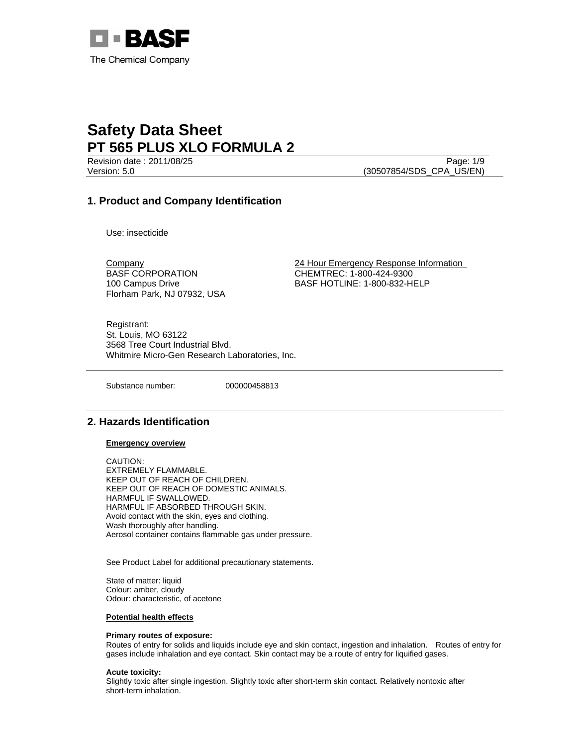BASF

The Chemical Company

# Safety Data Sheet
# PT 565 PLUS XLO FORMULA 2

Revision date : 2011/08/25
Version: 5.0
(30507854/SDS_CPA_US/EN)

## 1. Product and Company Identification

Use: insecticide

Company
BASF CORPORATION
100 Campus Drive
Florham Park, NJ 07932, USA

24 Hour Emergency Response Information
CHEMTREC: 1-800-424-9300
BASF HOTLINE: 1-800-832-HELP

Registrant:
St. Louis, MO 63122
3568 Tree Court Industrial Blvd.
Whitmire Micro-Gen Research Laboratories, Inc.

Substance number: 000000458813

## 2. Hazards Identification

**Emergency overview**

CAUTION:
EXTREMELY FLAMMABLE.
KEEP OUT OF REACH OF CHILDREN.
KEEP OUT OF REACH OF DOMESTIC ANIMALS.
HARMFUL IF SWALLOWED.
HARMFUL IF ABSORBED THROUGH SKIN.
Avoid contact with the skin, eyes and clothing.
Wash thoroughly after handling.
Aerosol container contains flammable gas under pressure.

See Product Label for additional precautionary statements.

State of matter: liquid
Colour: amber, cloudy
Odour: characteristic, of acetone

**Potential health effects**

**Primary routes of exposure:**
Routes of entry for solids and liquids include eye and skin contact, ingestion and inhalation. Routes of entry for gases include inhalation and eye contact. Skin contact may be a route of entry for liquified gases.

**Acute toxicity:**
Slightly toxic after single ingestion. Slightly toxic after short-term skin contact. Relatively nontoxic after short-term inhalation.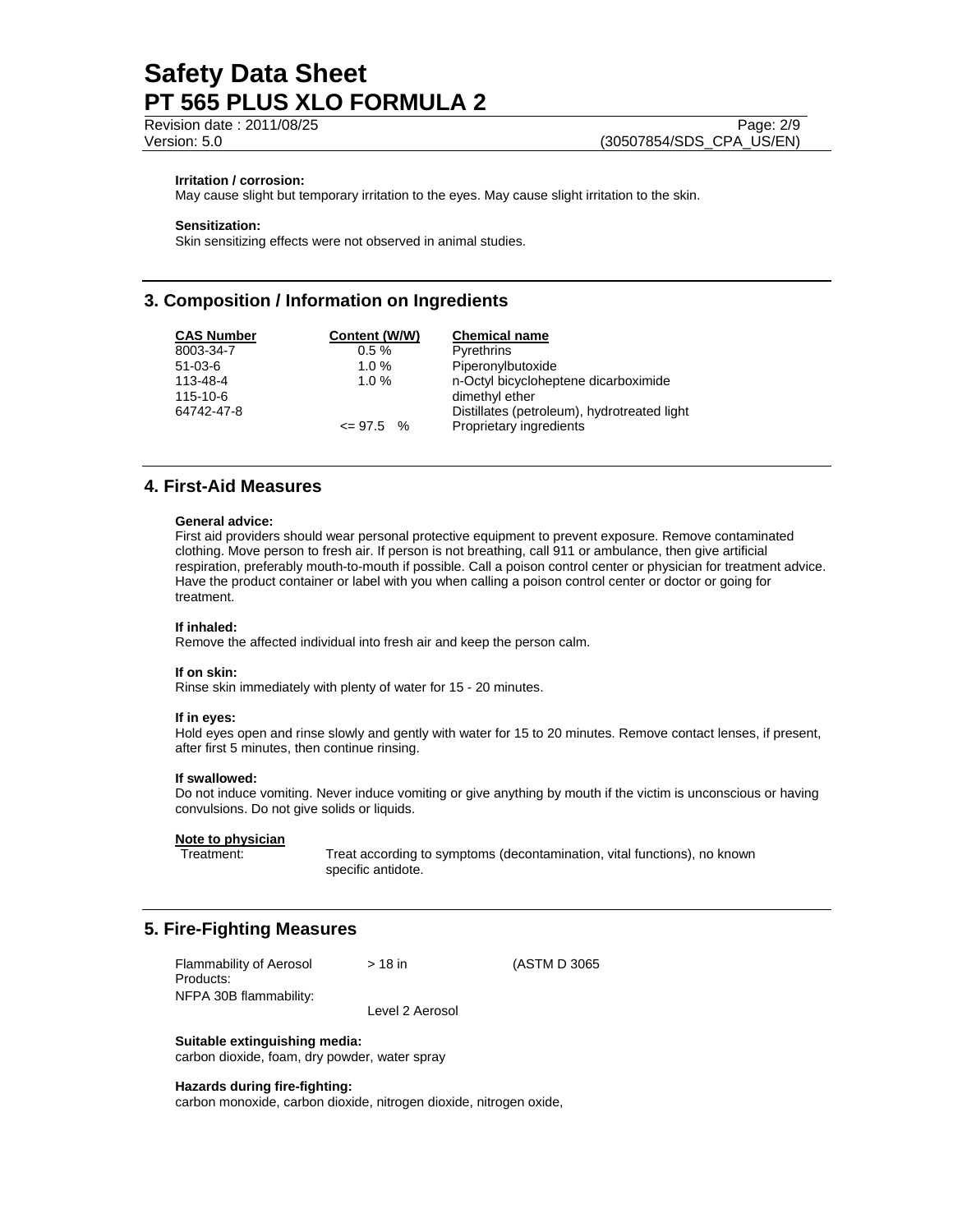**Irritation / corrosion:**
May cause slight but temporary irritation to the eyes. May cause slight irritation to the skin.

**Sensitization:**
Skin sensitizing effects were not observed in animal studies.

## 3. Composition / Information on Ingredients

| CAS Number | Content (W/W) | Chemical name |
|---|---|---|
| 8003-34-7 | 0.5 % | Pyrethrins |
| 51-03-6 | 1.0 % | Piperonylbutoxide |
| 113-48-4 | 1.0 % | n-Octyl bicycloheptene dicarboximide |
| 115-10-6 | | dimethyl ether |
| 64742-47-8 | | Distillates (petroleum), hydrotreated light |
| | <= 97.5 % | Proprietary ingredients |

## 4. First-Aid Measures

**General advice:**
First aid providers should wear personal protective equipment to prevent exposure. Remove contaminated clothing. Move person to fresh air. If person is not breathing, call 911 or ambulance, then give artificial respiration, preferably mouth-to-mouth if possible. Call a poison control center or physician for treatment advice. Have the product container or label with you when calling a poison control center or doctor or going for treatment.

**If inhaled:**
Remove the affected individual into fresh air and keep the person calm.

**If on skin:**
Rinse skin immediately with plenty of water for 15 - 20 minutes.

**If in eyes:**
Hold eyes open and rinse slowly and gently with water for 15 to 20 minutes. Remove contact lenses, if present, after first 5 minutes, then continue rinsing.

**If swallowed:**
Do not induce vomiting. Never induce vomiting or give anything by mouth if the victim is unconscious or having convulsions. Do not give solids or liquids.

**Note to physician**

Treatment: Treat according to symptoms (decontamination, vital functions), no known specific antidote.

## 5. Fire-Fighting Measures

| | | |
|---|---|---|
| Flammability of Aerosol Products: | > 18 in | (ASTM D 3065 |
| NFPA 30B flammability: | Level 2 Aerosol | |

**Suitable extinguishing media:**
carbon dioxide, foam, dry powder, water spray

**Hazards during fire-fighting:**
carbon monoxide, carbon dioxide, nitrogen dioxide, nitrogen oxide,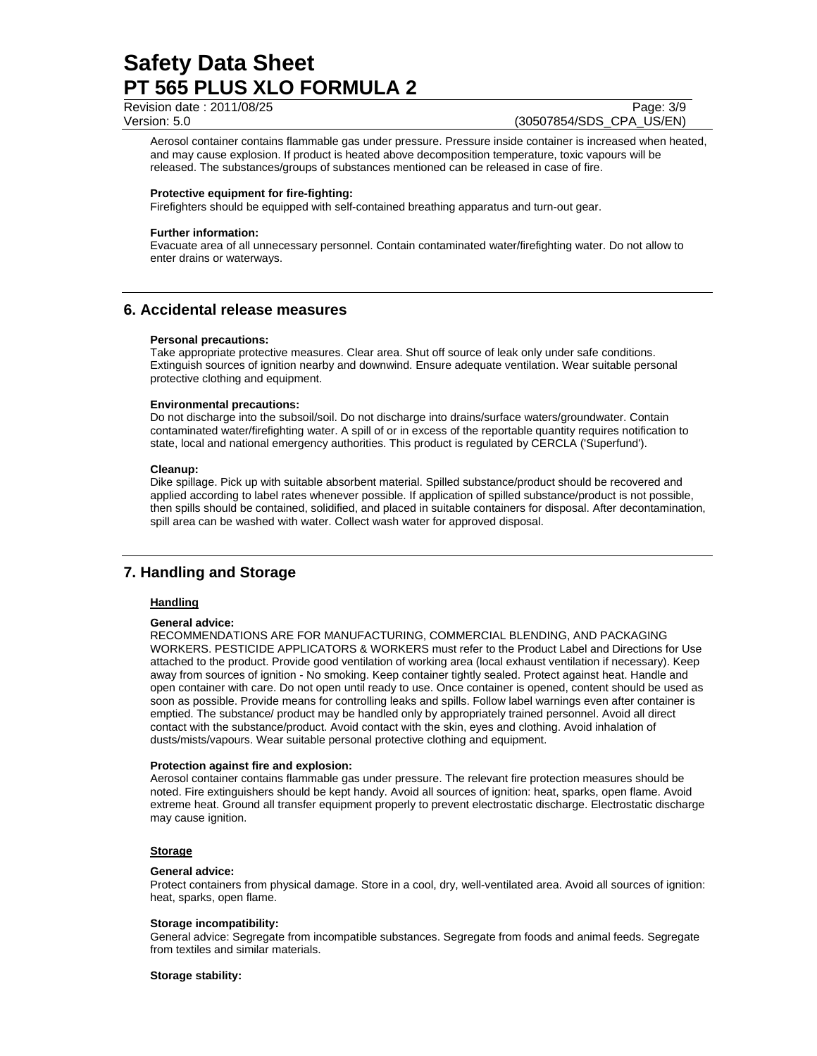Aerosol container contains flammable gas under pressure. Pressure inside container is increased when heated, and may cause explosion. If product is heated above decomposition temperature, toxic vapours will be released. The substances/groups of substances mentioned can be released in case of fire.

**Protective equipment for fire-fighting:**
Firefighters should be equipped with self-contained breathing apparatus and turn-out gear.

**Further information:**
Evacuate area of all unnecessary personnel. Contain contaminated water/firefighting water. Do not allow to enter drains or waterways.

## 6. Accidental release measures

**Personal precautions:**
Take appropriate protective measures. Clear area. Shut off source of leak only under safe conditions. Extinguish sources of ignition nearby and downwind. Ensure adequate ventilation. Wear suitable personal protective clothing and equipment.

**Environmental precautions:**
Do not discharge into the subsoil/soil. Do not discharge into drains/surface waters/groundwater. Contain contaminated water/firefighting water. A spill of or in excess of the reportable quantity requires notification to state, local and national emergency authorities. This product is regulated by CERCLA ('Superfund').

**Cleanup:**
Dike spillage. Pick up with suitable absorbent material. Spilled substance/product should be recovered and applied according to label rates whenever possible. If application of spilled substance/product is not possible, then spills should be contained, solidified, and placed in suitable containers for disposal. After decontamination, spill area can be washed with water. Collect wash water for approved disposal.

## 7. Handling and Storage

### Handling

**General advice:**
RECOMMENDATIONS ARE FOR MANUFACTURING, COMMERCIAL BLENDING, AND PACKAGING WORKERS. PESTICIDE APPLICATORS & WORKERS must refer to the Product Label and Directions for Use attached to the product. Provide good ventilation of working area (local exhaust ventilation if necessary). Keep away from sources of ignition - No smoking. Keep container tightly sealed. Protect against heat. Handle and open container with care. Do not open until ready to use. Once container is opened, content should be used as soon as possible. Provide means for controlling leaks and spills. Follow label warnings even after container is emptied. The substance/ product may be handled only by appropriately trained personnel. Avoid all direct contact with the substance/product. Avoid contact with the skin, eyes and clothing. Avoid inhalation of dusts/mists/vapours. Wear suitable personal protective clothing and equipment.

**Protection against fire and explosion:**
Aerosol container contains flammable gas under pressure. The relevant fire protection measures should be noted. Fire extinguishers should be kept handy. Avoid all sources of ignition: heat, sparks, open flame. Avoid extreme heat. Ground all transfer equipment properly to prevent electrostatic discharge. Electrostatic discharge may cause ignition.

### Storage

**General advice:**
Protect containers from physical damage. Store in a cool, dry, well-ventilated area. Avoid all sources of ignition: heat, sparks, open flame.

**Storage incompatibility:**
General advice: Segregate from incompatible substances. Segregate from foods and animal feeds. Segregate from textiles and similar materials.

**Storage stability:**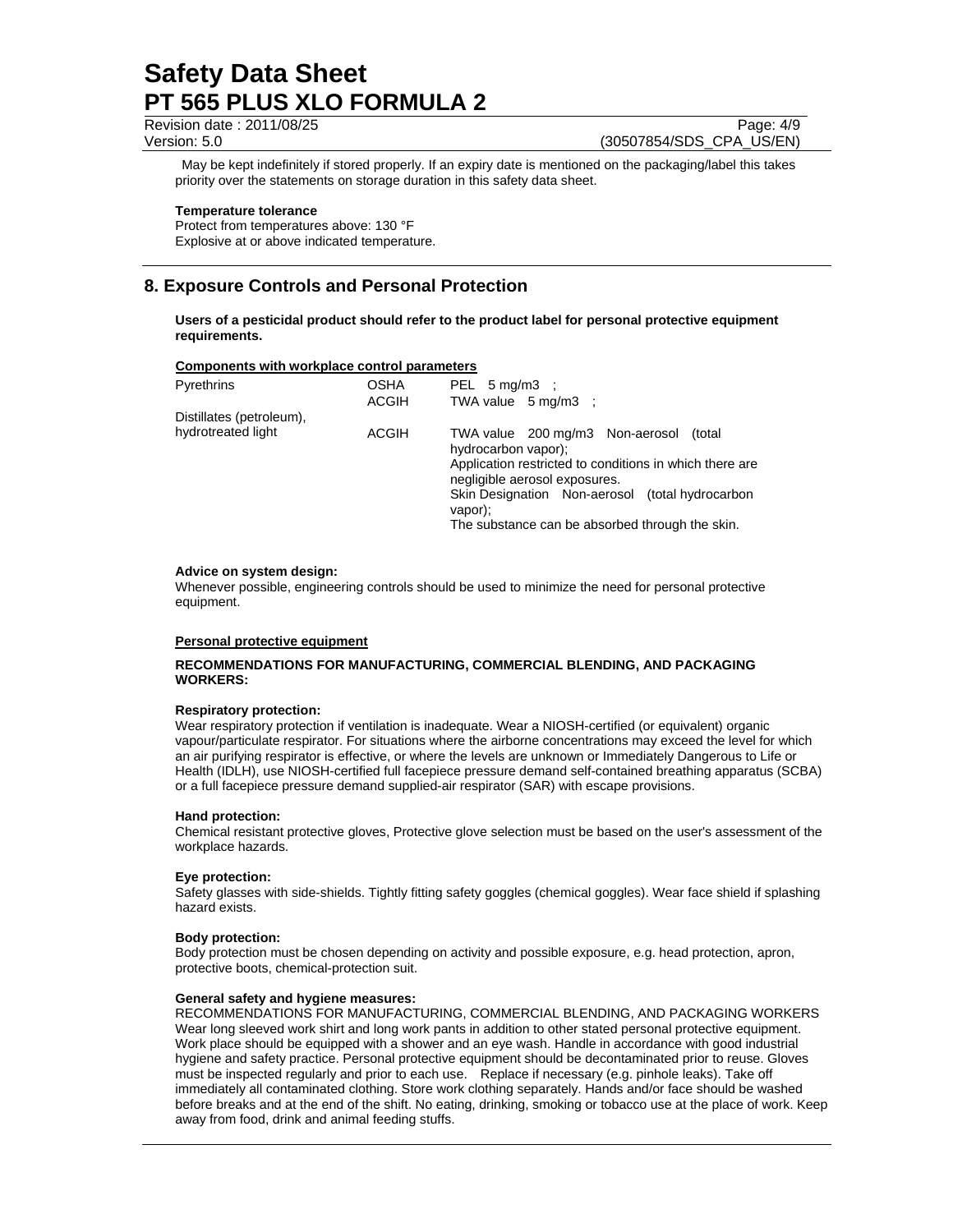May be kept indefinitely if stored properly. If an expiry date is mentioned on the packaging/label this takes priority over the statements on storage duration in this safety data sheet.

**Temperature tolerance**

Protect from temperatures above: 130 °F

Explosive at or above indicated temperature.

## 8. Exposure Controls and Personal Protection

**Users of a pesticidal product should refer to the product label for personal protective equipment requirements.**

**Components with workplace control parameters**

| | | |
|---|---|---|
| Pyrethrins | OSHA | PEL 5 mg/m3 ; |
| | ACGIH | TWA value 5 mg/m3 ; |
| Distillates (petroleum), hydrotreated light | ACGIH | TWA value 200 mg/m3 Non-aerosol (total hydrocarbon vapor); Application restricted to conditions in which there are negligible aerosol exposures. Skin Designation Non-aerosol (total hydrocarbon vapor); The substance can be absorbed through the skin. |

**Advice on system design:**

Whenever possible, engineering controls should be used to minimize the need for personal protective equipment.

**Personal protective equipment**

**RECOMMENDATIONS FOR MANUFACTURING, COMMERCIAL BLENDING, AND PACKAGING WORKERS:**

**Respiratory protection:**

Wear respiratory protection if ventilation is inadequate. Wear a NIOSH-certified (or equivalent) organic vapour/particulate respirator. For situations where the airborne concentrations may exceed the level for which an air purifying respirator is effective, or where the levels are unknown or Immediately Dangerous to Life or Health (IDLH), use NIOSH-certified full facepiece pressure demand self-contained breathing apparatus (SCBA) or a full facepiece pressure demand supplied-air respirator (SAR) with escape provisions.

**Hand protection:**

Chemical resistant protective gloves, Protective glove selection must be based on the user's assessment of the workplace hazards.

**Eye protection:**

Safety glasses with side-shields. Tightly fitting safety goggles (chemical goggles). Wear face shield if splashing hazard exists.

**Body protection:**

Body protection must be chosen depending on activity and possible exposure, e.g. head protection, apron, protective boots, chemical-protection suit.

**General safety and hygiene measures:**

RECOMMENDATIONS FOR MANUFACTURING, COMMERCIAL BLENDING, AND PACKAGING WORKERS Wear long sleeved work shirt and long work pants in addition to other stated personal protective equipment. Work place should be equipped with a shower and an eye wash. Handle in accordance with good industrial hygiene and safety practice. Personal protective equipment should be decontaminated prior to reuse. Gloves must be inspected regularly and prior to each use. Replace if necessary (e.g. pinhole leaks). Take off immediately all contaminated clothing. Store work clothing separately. Hands and/or face should be washed before breaks and at the end of the shift. No eating, drinking, smoking or tobacco use at the place of work. Keep away from food, drink and animal feeding stuffs.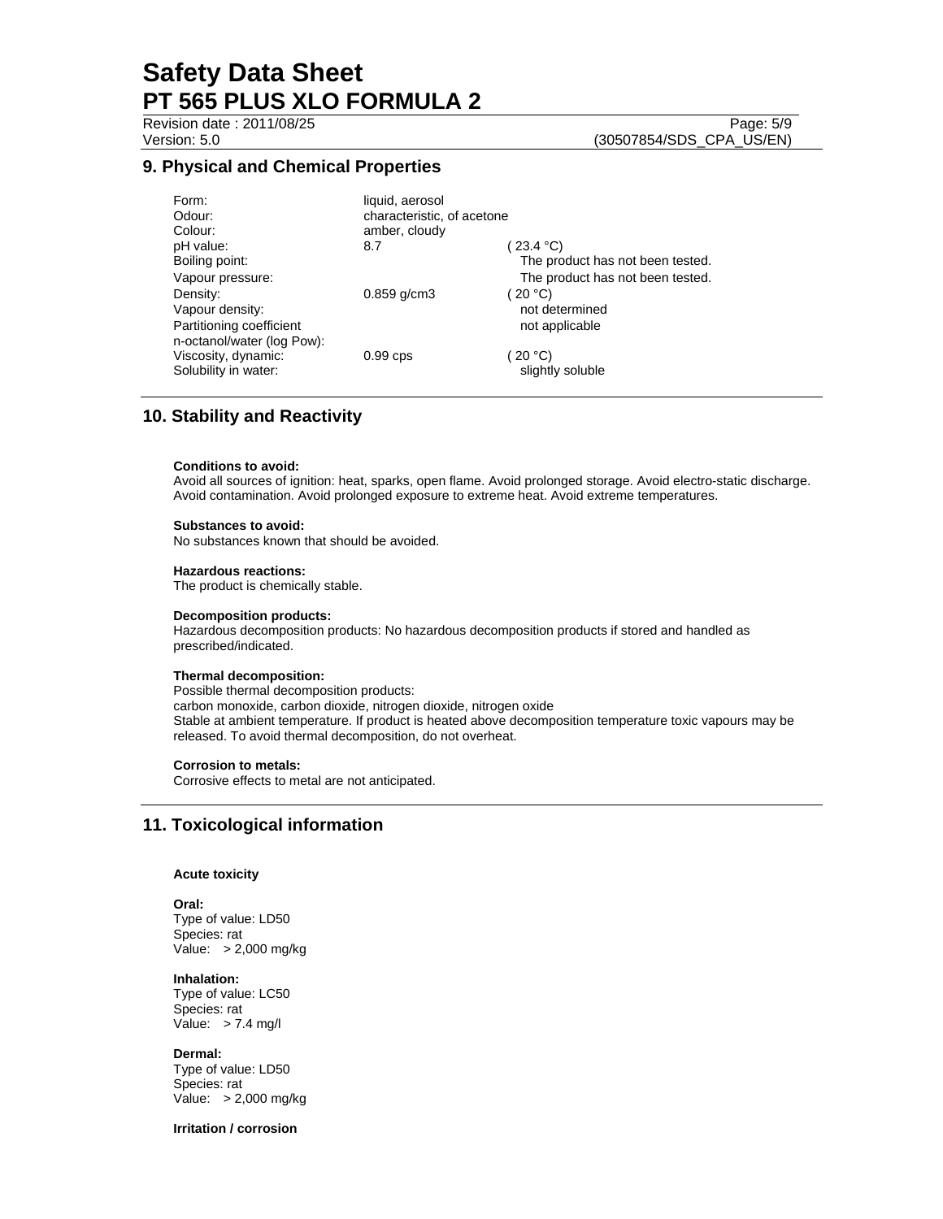## 9. Physical and Chemical Properties

| | | |
|---|---|---|
| Form: | liquid, aerosol | |
| Odour: | characteristic, of acetone | |
| Colour: | amber, cloudy | |
| pH value: | 8.7 | ( 23.4 °C) |
| Boiling point: | | The product has not been tested. |
| Vapour pressure: | | The product has not been tested. |
| Density: | 0.859 g/cm3 | ( 20 °C) |
| Vapour density: | | not determined |
| Partitioning coefficient n-octanol/water (log Pow): | | not applicable |
| Viscosity, dynamic: | 0.99 cps | ( 20 °C) |
| Solubility in water: | | slightly soluble |

## 10. Stability and Reactivity

**Conditions to avoid:**
Avoid all sources of ignition: heat, sparks, open flame. Avoid prolonged storage. Avoid electro-static discharge. Avoid contamination. Avoid prolonged exposure to extreme heat. Avoid extreme temperatures.

**Substances to avoid:**
No substances known that should be avoided.

**Hazardous reactions:**
The product is chemically stable.

**Decomposition products:**
Hazardous decomposition products: No hazardous decomposition products if stored and handled as prescribed/indicated.

**Thermal decomposition:**
Possible thermal decomposition products:
carbon monoxide, carbon dioxide, nitrogen dioxide, nitrogen oxide
Stable at ambient temperature. If product is heated above decomposition temperature toxic vapours may be released. To avoid thermal decomposition, do not overheat.

**Corrosion to metals:**
Corrosive effects to metal are not anticipated.

## 11. Toxicological information

**Acute toxicity**

**Oral:**
Type of value: LD50
Species: rat
Value: > 2,000 mg/kg

**Inhalation:**
Type of value: LC50
Species: rat
Value: > 7.4 mg/l

**Dermal:**
Type of value: LD50
Species: rat
Value: > 2,000 mg/kg

**Irritation / corrosion**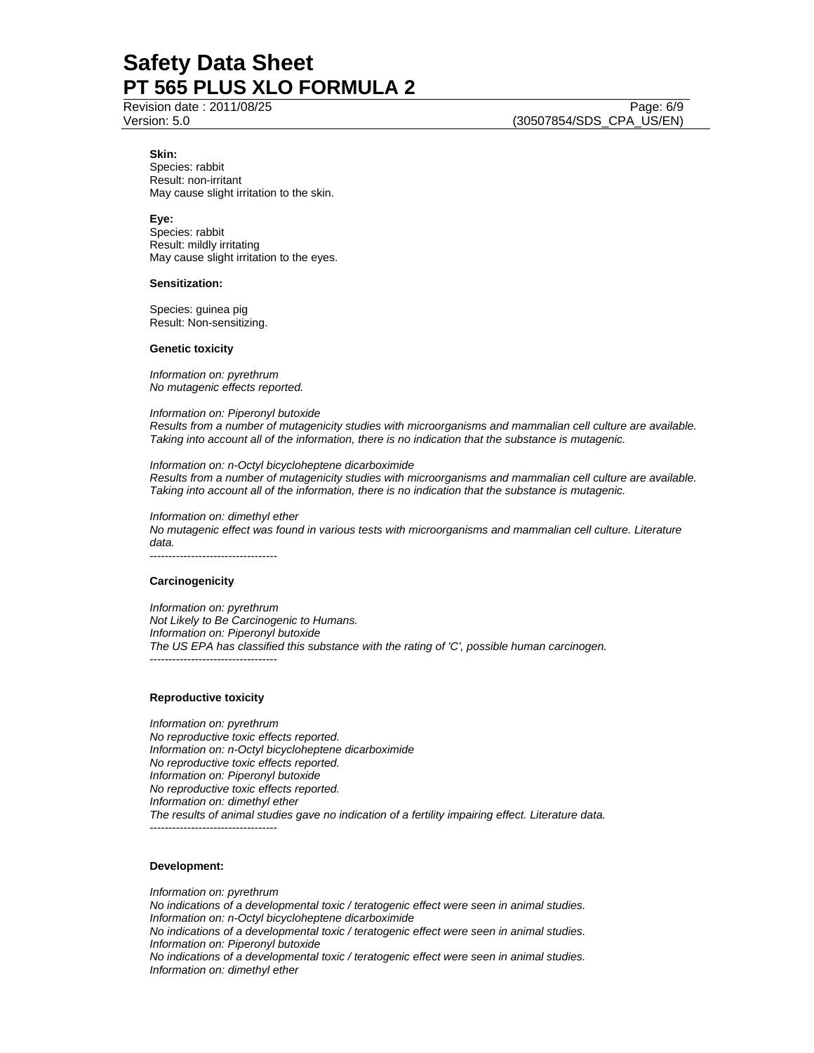**Skin:**
Species: rabbit
Result: non-irritant
May cause slight irritation to the skin.

**Eye:**
Species: rabbit
Result: mildly irritating
May cause slight irritation to the eyes.

**Sensitization:**

Species: guinea pig
Result: Non-sensitizing.

**Genetic toxicity**

*Information on: pyrethrum*
*No mutagenic effects reported.*

*Information on: Piperonyl butoxide*
*Results from a number of mutagenicity studies with microorganisms and mammalian cell culture are available. Taking into account all of the information, there is no indication that the substance is mutagenic.*

*Information on: n-Octyl bicycloheptene dicarboximide*
*Results from a number of mutagenicity studies with microorganisms and mammalian cell culture are available. Taking into account all of the information, there is no indication that the substance is mutagenic.*

*Information on: dimethyl ether*
*No mutagenic effect was found in various tests with microorganisms and mammalian cell culture. Literature data.*
----------------------------------

**Carcinogenicity**

*Information on: pyrethrum*
*Not Likely to Be Carcinogenic to Humans.*
*Information on: Piperonyl butoxide*
*The US EPA has classified this substance with the rating of 'C', possible human carcinogen.*
----------------------------------

**Reproductive toxicity**

*Information on: pyrethrum*
*No reproductive toxic effects reported.*
*Information on: n-Octyl bicycloheptene dicarboximide*
*No reproductive toxic effects reported.*
*Information on: Piperonyl butoxide*
*No reproductive toxic effects reported.*
*Information on: dimethyl ether*
*The results of animal studies gave no indication of a fertility impairing effect. Literature data.*
----------------------------------

**Development:**

*Information on: pyrethrum*
*No indications of a developmental toxic / teratogenic effect were seen in animal studies.*
*Information on: n-Octyl bicycloheptene dicarboximide*
*No indications of a developmental toxic / teratogenic effect were seen in animal studies.*
*Information on: Piperonyl butoxide*
*No indications of a developmental toxic / teratogenic effect were seen in animal studies.*
*Information on: dimethyl ether*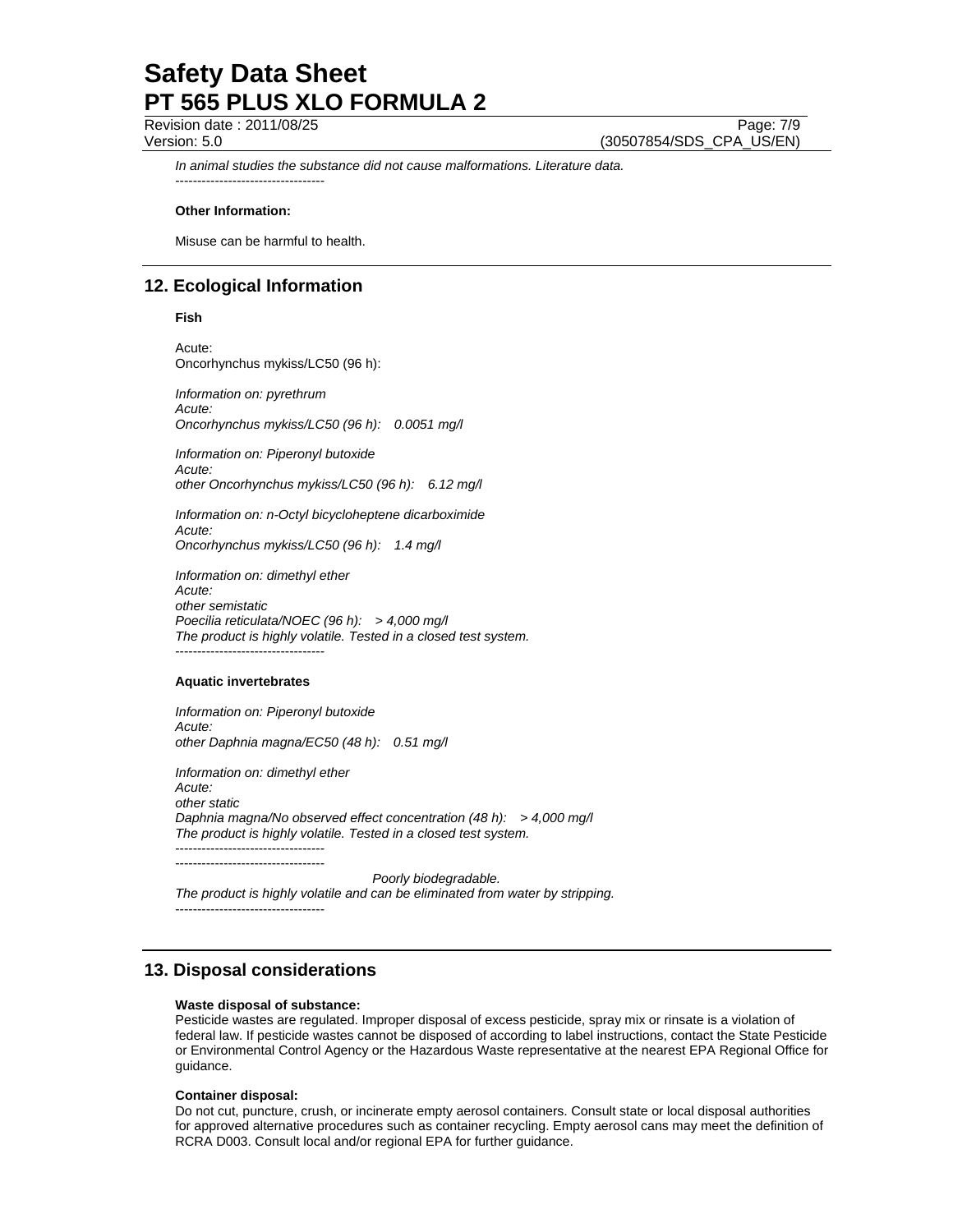*In animal studies the substance did not cause malformations. Literature data.*
----------------------------------

**Other Information:**

Misuse can be harmful to health.

## 12. Ecological Information

**Fish**

Acute:
Oncorhynchus mykiss/LC50 (96 h):

*Information on: pyrethrum*
*Acute:*
*Oncorhynchus mykiss/LC50 (96 h): 0.0051 mg/l*

*Information on: Piperonyl butoxide*
*Acute:*
*other Oncorhynchus mykiss/LC50 (96 h): 6.12 mg/l*

*Information on: n-Octyl bicycloheptene dicarboximide*
*Acute:*
*Oncorhynchus mykiss/LC50 (96 h): 1.4 mg/l*

*Information on: dimethyl ether*
*Acute:*
*other semistatic*
*Poecilia reticulata/NOEC (96 h): > 4,000 mg/l*
*The product is highly volatile. Tested in a closed test system.*
----------------------------------

**Aquatic invertebrates**

*Information on: Piperonyl butoxide*
*Acute:*
*other Daphnia magna/EC50 (48 h): 0.51 mg/l*

*Information on: dimethyl ether*
*Acute:*
*other static*
*Daphnia magna/No observed effect concentration (48 h): > 4,000 mg/l*
*The product is highly volatile. Tested in a closed test system.*
----------------------------------
----------------------------------

*Poorly biodegradable.*
*The product is highly volatile and can be eliminated from water by stripping.*
----------------------------------

## 13. Disposal considerations

**Waste disposal of substance:**
Pesticide wastes are regulated. Improper disposal of excess pesticide, spray mix or rinsate is a violation of federal law. If pesticide wastes cannot be disposed of according to label instructions, contact the State Pesticide or Environmental Control Agency or the Hazardous Waste representative at the nearest EPA Regional Office for guidance.

**Container disposal:**
Do not cut, puncture, crush, or incinerate empty aerosol containers. Consult state or local disposal authorities for approved alternative procedures such as container recycling. Empty aerosol cans may meet the definition of RCRA D003. Consult local and/or regional EPA for further guidance.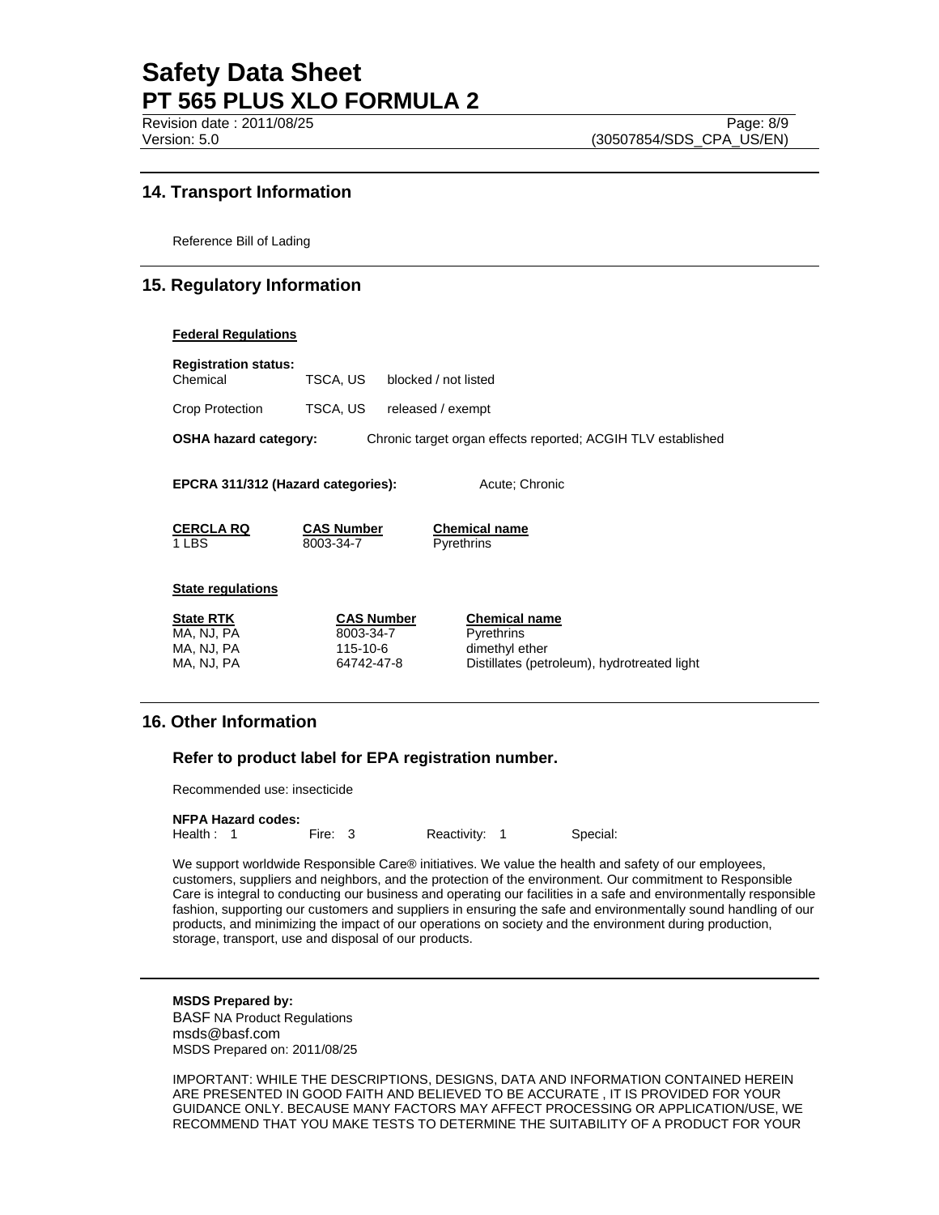## 14. Transport Information

Reference Bill of Lading

## 15. Regulatory Information

**Federal Regulations**

**Registration status:**

| | | |
|---|---|---|
| Chemical | TSCA, US | blocked / not listed |
| Crop Protection | TSCA, US | released / exempt |

**OSHA hazard category:** Chronic target organ effects reported; ACGIH TLV established

**EPCRA 311/312 (Hazard categories):** Acute; Chronic

| CERCLA RQ | CAS Number | Chemical name |
|---|---|---|
| 1 LBS | 8003-34-7 | Pyrethrins |

**State regulations**

| State RTK | CAS Number | Chemical name |
|---|---|---|
| MA, NJ, PA | 8003-34-7 | Pyrethrins |
| MA, NJ, PA | 115-10-6 | dimethyl ether |
| MA, NJ, PA | 64742-47-8 | Distillates (petroleum), hydrotreated light |

## 16. Other Information

### Refer to product label for EPA registration number.

Recommended use: insecticide

**NFPA Hazard codes:**
Health : 1 Fire: 3 Reactivity: 1 Special:

We support worldwide Responsible Care® initiatives. We value the health and safety of our employees, customers, suppliers and neighbors, and the protection of the environment. Our commitment to Responsible Care is integral to conducting our business and operating our facilities in a safe and environmentally responsible fashion, supporting our customers and suppliers in ensuring the safe and environmentally sound handling of our products, and minimizing the impact of our operations on society and the environment during production, storage, transport, use and disposal of our products.

**MSDS Prepared by:**
BASF NA Product Regulations
msds@basf.com
MSDS Prepared on: 2011/08/25

IMPORTANT: WHILE THE DESCRIPTIONS, DESIGNS, DATA AND INFORMATION CONTAINED HEREIN ARE PRESENTED IN GOOD FAITH AND BELIEVED TO BE ACCURATE , IT IS PROVIDED FOR YOUR GUIDANCE ONLY. BECAUSE MANY FACTORS MAY AFFECT PROCESSING OR APPLICATION/USE, WE RECOMMEND THAT YOU MAKE TESTS TO DETERMINE THE SUITABILITY OF A PRODUCT FOR YOUR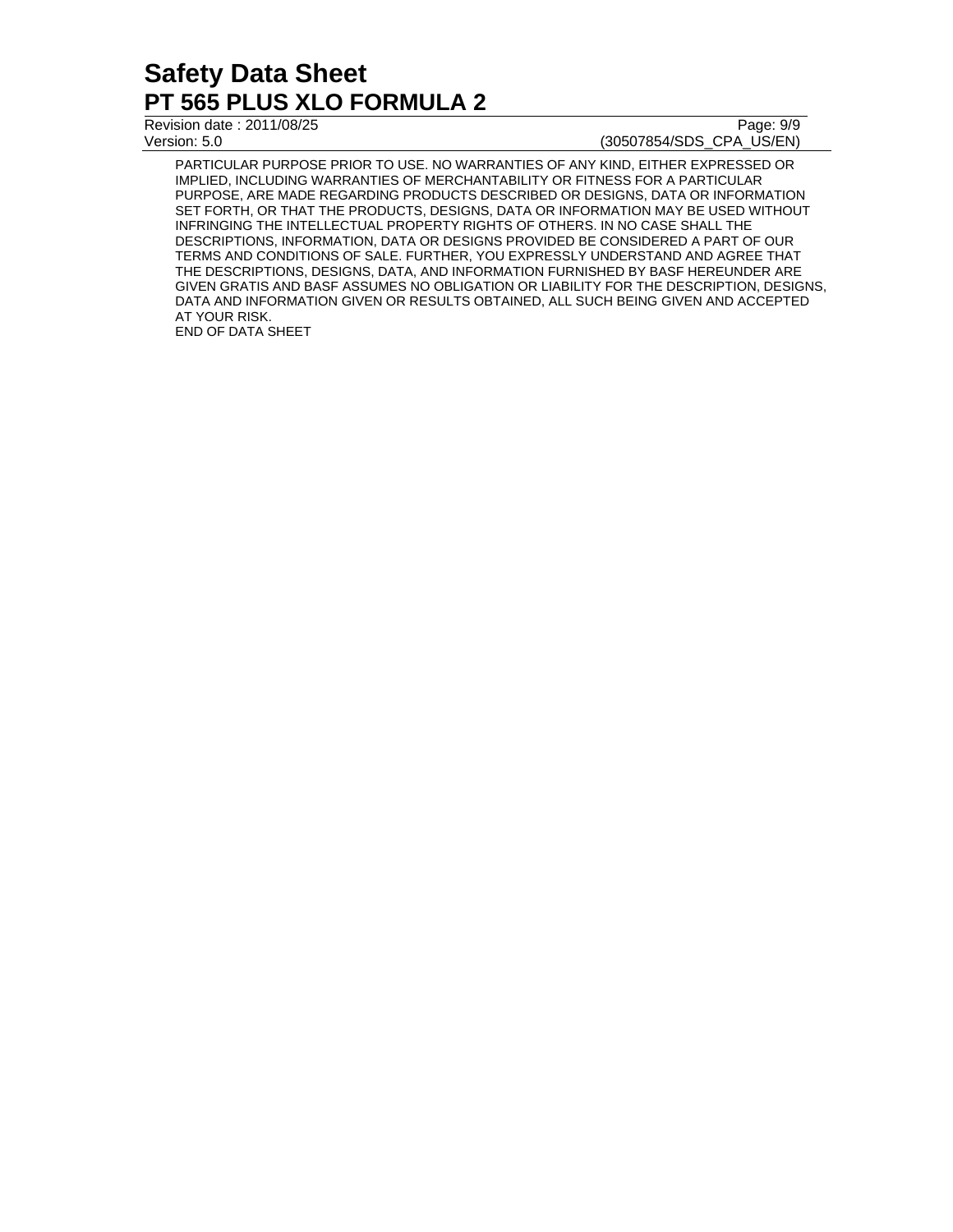PARTICULAR PURPOSE PRIOR TO USE. NO WARRANTIES OF ANY KIND, EITHER EXPRESSED OR IMPLIED, INCLUDING WARRANTIES OF MERCHANTABILITY OR FITNESS FOR A PARTICULAR PURPOSE, ARE MADE REGARDING PRODUCTS DESCRIBED OR DESIGNS, DATA OR INFORMATION SET FORTH, OR THAT THE PRODUCTS, DESIGNS, DATA OR INFORMATION MAY BE USED WITHOUT INFRINGING THE INTELLECTUAL PROPERTY RIGHTS OF OTHERS. IN NO CASE SHALL THE DESCRIPTIONS, INFORMATION, DATA OR DESIGNS PROVIDED BE CONSIDERED A PART OF OUR TERMS AND CONDITIONS OF SALE. FURTHER, YOU EXPRESSLY UNDERSTAND AND AGREE THAT THE DESCRIPTIONS, DESIGNS, DATA, AND INFORMATION FURNISHED BY BASF HEREUNDER ARE GIVEN GRATIS AND BASF ASSUMES NO OBLIGATION OR LIABILITY FOR THE DESCRIPTION, DESIGNS, DATA AND INFORMATION GIVEN OR RESULTS OBTAINED, ALL SUCH BEING GIVEN AND ACCEPTED AT YOUR RISK.

END OF DATA SHEET